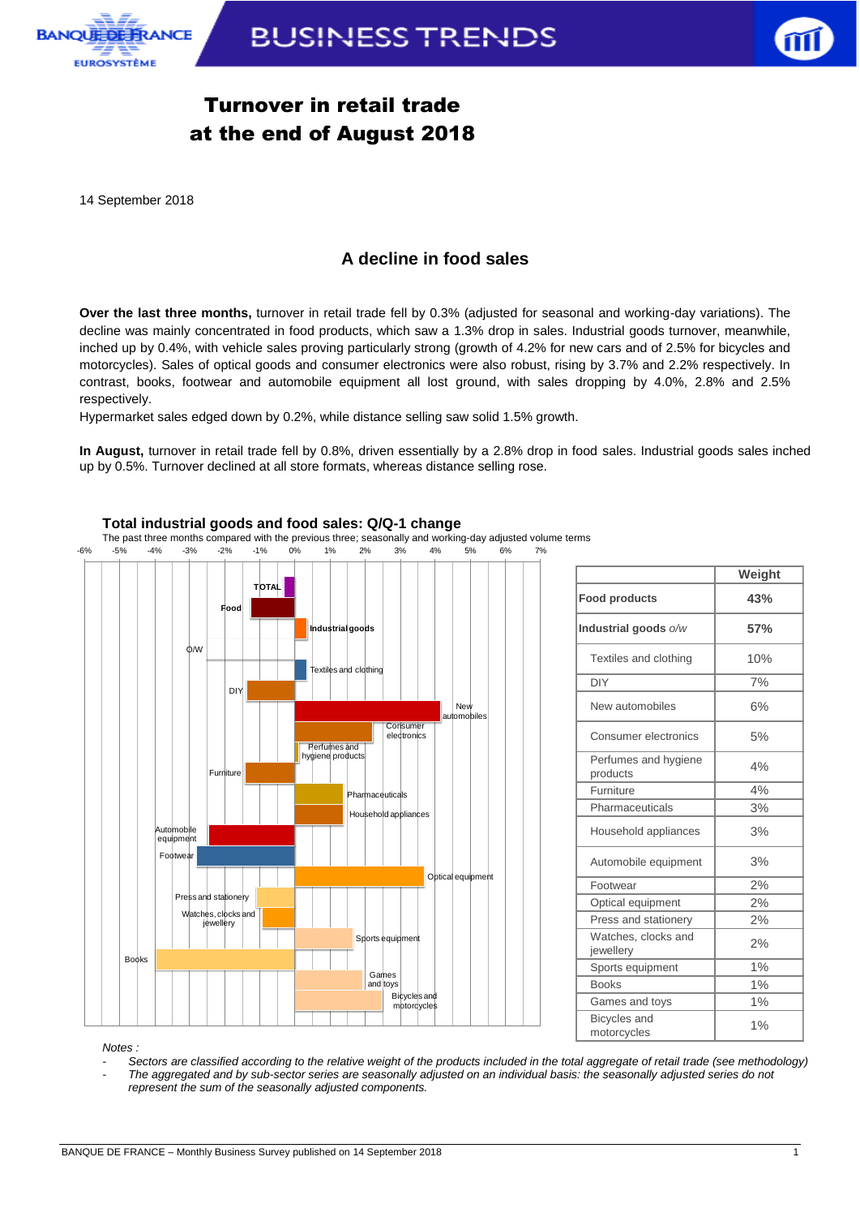# Turnover in retail trade at the end of August 2018

14 September 2018

## A decline in food sales

**Over the last three months,** turnover in retail trade fell by 0.3% (adjusted for seasonal and working-day variations). The decline was mainly concentrated in food products, which saw a 1.3% drop in sales. Industrial goods turnover, meanwhile, inched up by 0.4%, with vehicle sales proving particularly strong (growth of 4.2% for new cars and of 2.5% for bicycles and motorcycles). Sales of optical goods and consumer electronics were also robust, rising by 3.7% and 2.2% respectively. In contrast, books, footwear and automobile equipment all lost ground, with sales dropping by 4.0%, 2.8% and 2.5% respectively.

Hypermarket sales edged down by 0.2%, while distance selling saw solid 1.5% growth.

**In August,** turnover in retail trade fell by 0.8%, driven essentially by a 2.8% drop in food sales. Industrial goods sales inched up by 0.5%. Turnover declined at all store formats, whereas distance selling rose.

### Total industrial goods and food sales: Q/Q-1 change

The past three months compared with the previous three; seasonally and working-day adjusted volume terms

| | Weight |
|---|---|
| **Food products** | **43%** |
| **Industrial goods** *o/w* | **57%** |
| Textiles and clothing | 10% |
| DIY | 7% |
| New automobiles | 6% |
| Consumer electronics | 5% |
| Perfumes and hygiene products | 4% |
| Furniture | 4% |
| Pharmaceuticals | 3% |
| Household appliances | 3% |
| Automobile equipment | 3% |
| Footwear | 2% |
| Optical equipment | 2% |
| Press and stationery | 2% |
| Watches, clocks and jewellery | 2% |
| Sports equipment | 1% |
| Books | 1% |
| Games and toys | 1% |
| Bicycles and motorcycles | 1% |

*Notes :*

- *Sectors are classified according to the relative weight of the products included in the total aggregate of retail trade (see methodology)*
- *The aggregated and by sub-sector series are seasonally adjusted on an individual basis: the seasonally adjusted series do not represent the sum of the seasonally adjusted components.*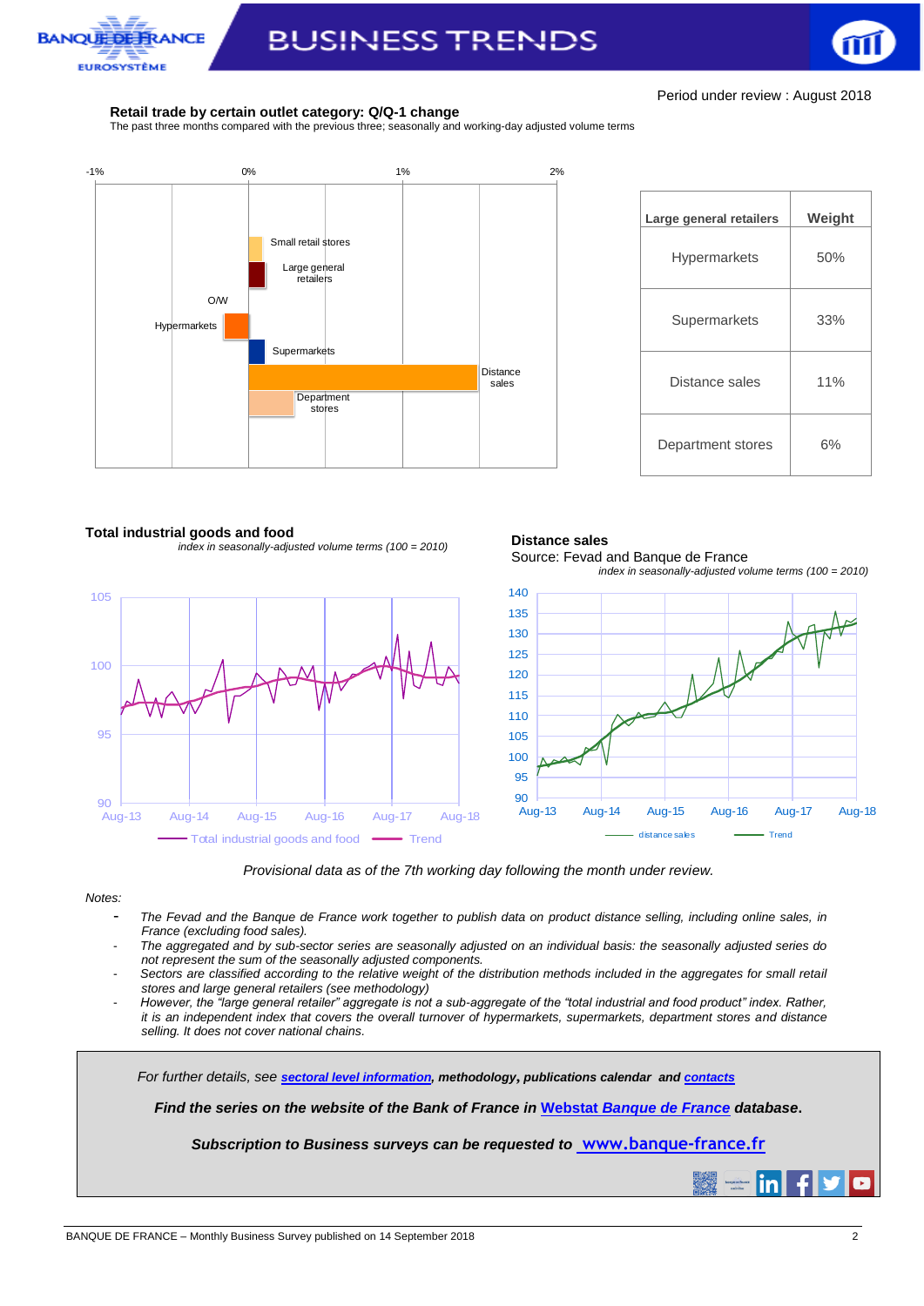Period under review : August 2018

**Retail trade by certain outlet category: Q/Q-1 change**

The past three months compared with the previous three; seasonally and working-day adjusted volume terms

-1%
0%
1%
2%
Small retail stores
Large general retailers
O/W
Hypermarkets
Supermarkets
Distance sales
Department stores

| Large general retailers | Weight |
|---|---|
| Hypermarkets | 50% |
| Supermarkets | 33% |
| Distance sales | 11% |
| Department stores | 6% |

**Total industrial goods and food**

*index in seasonally-adjusted volume terms (100 = 2010)*

105
100
95
90
Aug-13
Aug-14
Aug-15
Aug-16
Aug-17
Aug-18
Total industrial goods and food
Trend

**Distance sales**

Source: Fevad and Banque de France

*index in seasonally-adjusted volume terms (100 = 2010)*

140
135
130
125
120
115
110
105
100
95
90
Aug-13
Aug-14
Aug-15
Aug-16
Aug-17
Aug-18
distance sales
Trend

*Provisional data as of the 7th working day following the month under review.*

*Notes:*

- *The Fevad and the Banque de France work together to publish data on product distance selling, including online sales, in France (excluding food sales).*
- *The aggregated and by sub-sector series are seasonally adjusted on an individual basis: the seasonally adjusted series do not represent the sum of the seasonally adjusted components.*
- *Sectors are classified according to the relative weight of the distribution methods included in the aggregates for small retail stores and large general retailers (see methodology)*
- *However, the "large general retailer" aggregate is not a sub-aggregate of the "total industrial and food product" index. Rather, it is an independent index that covers the overall turnover of hypermarkets, supermarkets, department stores and distance selling. It does not cover national chains.*

*For further details, see **sectoral level information**, **methodology**, **publications calendar** and **contacts***

***Find the series on the website of the Bank of France in Webstat Banque de France database.***

***Subscription to Business surveys can be requested to www.banque-france.fr***

BANQUE DE FRANCE – Monthly Business Survey published on 14 September 2018